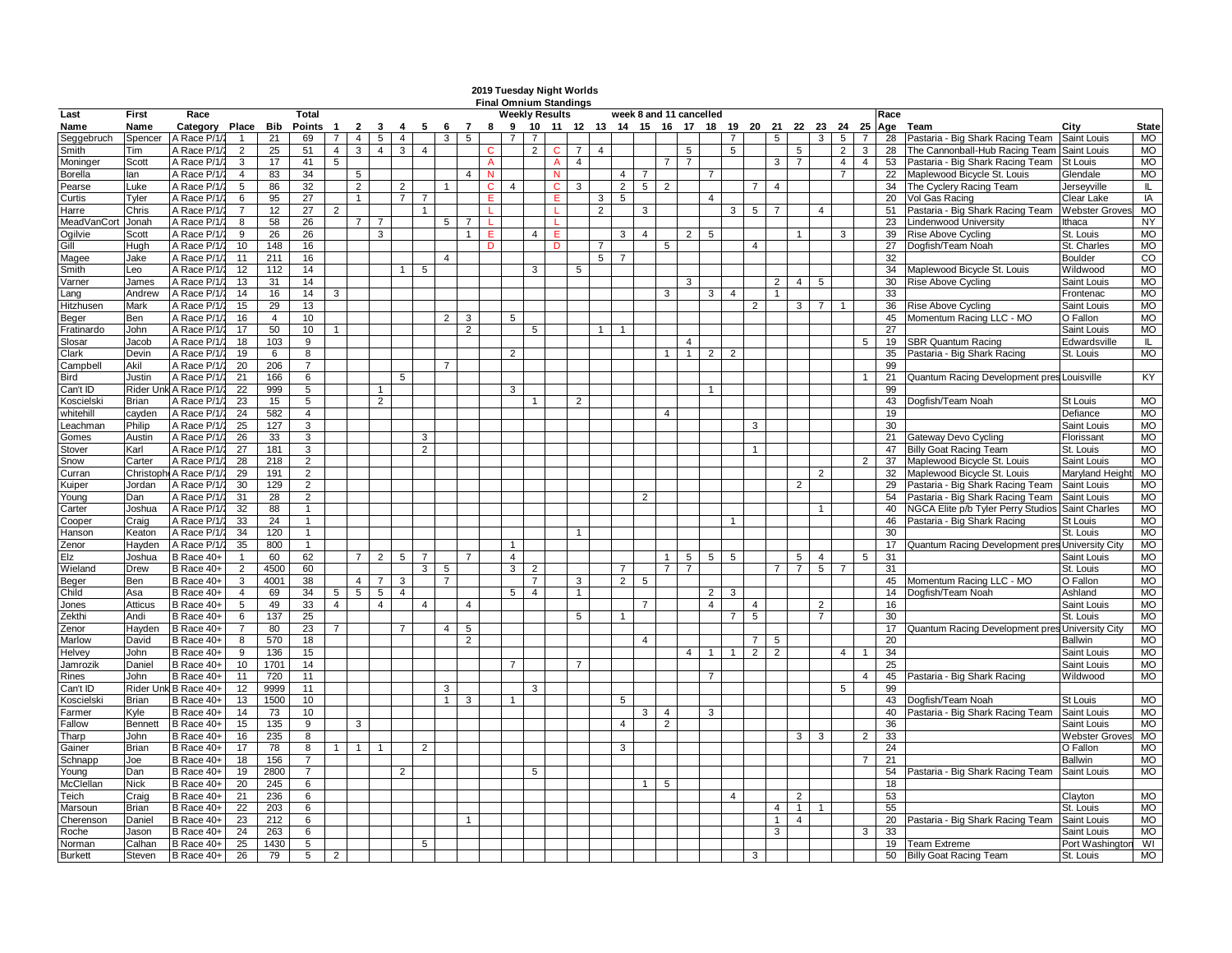# 2019 Tuesday Night Worlds

## Final Omnium Standings

Weekly Results — week 8 and 11 cancelled

| Last Name | First Name | Race Category | Place | Bib | Total Points | 1 | 2 | 3 | 4 | 5 | 6 | 7 | 8 | 9 | 10 | 11 | 12 | 13 | 14 | 15 | 16 | 17 | 18 | 19 | 20 | 21 | 22 | 23 | 24 | 25 | Race Age | Team | City | State |
|---|---|---|---|---|---|---|---|---|---|---|---|---|---|---|---|---|---|---|---|---|---|---|---|---|---|---|---|---|---|---|---|---|---|---|
| Seggebruch | Spencer | A Race P/1/ | 1 | 21 | 69 | 7 | 4 | 5 | 4 | | 3 | 5 | | 7 | 7 | | | | | | | | | 7 | | 5 | | 3 | 5 | 7 | 28 | Pastaria - Big Shark Racing Team | Saint Louis | MO |
| Smith | Tim | A Race P/1/ | 2 | 25 | 51 | 4 | 3 | 4 | 3 | 4 | | | C | | 2 | C | 7 | 4 | | | | 5 | | 5 | | | 5 | | 2 | 3 | 28 | The Cannonball-Hub Racing Team | Saint Louis | MO |
| Moninger | Scott | A Race P/1/ | 3 | 17 | 41 | 5 | | | | | | | A | | | A | 4 | | | | | | | | | 3 | 7 | | 4 | 4 | 53 | Pastaria - Big Shark Racing Team | St Louis | MO |
| Borella | Ian | A Race P/1/ | 4 | 83 | 34 | | 5 | | | | | 4 | N | | | N | | | 4 | 7 | | | 7 | | | | | | 7 | | 22 | Maplewood Bicycle St. Louis | Glendale | MO |
| Pearse | Luke | A Race P/1/ | 5 | 86 | 32 | | 2 | | 2 | | 1 | | C | 4 | | C | 3 | | 2 | 5 | 2 | | | | 7 | 4 | | | | | 34 | The Cyclery Racing Team | Jerseyville | IL |
| Curtis | Tyler | A Race P/1/ | 6 | 95 | 27 | | 1 | | 7 | 7 | | | E | | | E | | 3 | 5 | | | | 4 | | | | | | | | 20 | Vol Gas Racing | Clear Lake | IA |
| Harre | Chris | A Race P/1/ | 7 | 12 | 27 | 2 | | | | 1 | | | L | | | L | | 2 | | 3 | | | | 3 | 5 | 7 | | 4 | | | 51 | Pastaria - Big Shark Racing Team | Webster Groves | MO |
| MeadVanCort | Jonah | A Race P/1/ | 8 | 58 | 26 | | 7 | 7 | | | 5 | 7 | L | | | L | | | | | | | | | | | | | | | 23 | Lindenwood University | Ithaca | NY |
| Ogilvie | Scott | A Race P/1/ | 9 | 26 | 26 | | | 3 | | | | 1 | E | | 4 | E | | | 3 | 4 | | 2 | 5 | | | | 1 | | 3 | | 39 | Rise Above Cycling | St. Louis | MO |
| Gill | Hugh | A Race P/1/ | 10 | 148 | 16 | | | | | | | | D | | | D | | 7 | | | 5 | | | | 4 | | | | | | 27 | Dogfish/Team Noah | St. Charles | MO |
| Magee | Jake | A Race P/1/ | 11 | 211 | 16 | | | | | | 4 | | | | | | | 5 | 7 | | | | | | | | | | | | 32 | | Boulder | CO |
| Smith | Leo | A Race P/1/ | 12 | 112 | 14 | | | | 1 | 5 | | | | | 3 | | 5 | | | | | | | | | | | | | | 34 | Maplewood Bicycle St. Louis | Wildwood | MO |
| Varner | James | A Race P/1/ | 13 | 31 | 14 | | | | | | | | | | | | | | | | | 3 | | | | 2 | 4 | 5 | | | 30 | Rise Above Cycling | Saint Louis | MO |
| Lang | Andrew | A Race P/1/ | 14 | 16 | 14 | 3 | | | | | | | | | | | | | | | 3 | | 3 | 4 | | 1 | | | | | 33 | | Frontenac | MO |
| Hitzhusen | Mark | A Race P/1/ | 15 | 29 | 13 | | | | | | | | | | | | | | | | | | | | 2 | | 3 | 7 | 1 | | 36 | Rise Above Cycling | Saint Louis | MO |
| Beger | Ben | A Race P/1/ | 16 | 4 | 10 | | | | | | 2 | 3 | | 5 | | | | | | | | | | | | | | | | | 45 | Momentum Racing LLC - MO | O Fallon | MO |
| Fratinardo | John | A Race P/1/ | 17 | 50 | 10 | 1 | | | | | | 2 | | | 5 | | | 1 | 1 | | | | | | | | | | | | 27 | | Saint Louis | MO |
| Slosar | Jacob | A Race P/1/ | 18 | 103 | 9 | | | | | | | | | | | | | | | | | 4 | | | | | | | | 5 | 19 | SBR Quantum Racing | Edwardsville | IL |
| Clark | Devin | A Race P/1/ | 19 | 6 | 8 | | | | | | | | | 2 | | | | | | | 1 | 1 | 2 | 2 | | | | | | | 35 | Pastaria - Big Shark Racing | St. Louis | MO |
| Campbell | Akil | A Race P/1/ | 20 | 206 | 7 | | | | | | 7 | | | | | | | | | | | | | | | | | | | | 99 | | | |
| Bird | Justin | A Race P/1/ | 21 | 166 | 6 | | | | 5 | | | | | | | | | | | | | | | | | | | | | 1 | 21 | Quantum Racing Development pres | Louisville | KY |
| Can't ID | Rider Unk | A Race P/1/ | 22 | 999 | 5 | | | 1 | | | | | | 3 | | | | | | | | | 1 | | | | | | | | 99 | | | |
| Koscielski | Brian | A Race P/1/ | 23 | 15 | 5 | | | 2 | | | | | | | 1 | | 2 | | | | | | | | | | | | | | 43 | Dogfish/Team Noah | St Louis | MO |
| whitehill | cayden | A Race P/1/ | 24 | 582 | 4 | | | | | | | | | | | | | | | | 4 | | | | | | | | | | 19 | | Defiance | MO |
| Leachman | Philip | A Race P/1/ | 25 | 127 | 3 | | | | | | | | | | | | | | | | | | | | 3 | | | | | | 30 | | Saint Louis | MO |
| Gomes | Austin | A Race P/1/ | 26 | 33 | 3 | | | | | 3 | | | | | | | | | | | | | | | | | | | | | 21 | Gateway Devo Cycling | Florissant | MO |
| Stover | Karl | A Race P/1/ | 27 | 181 | 3 | | | | | 2 | | | | | | | | | | | | | | | 1 | | | | | | 47 | Billy Goat Racing Team | St. Louis | MO |
| Snow | Carter | A Race P/1/ | 28 | 218 | 2 | | | | | | | | | | | | | | | | | | | | | | | | | 2 | 37 | Maplewood Bicycle St. Louis | Saint Louis | MO |
| Curran | Christoph | A Race P/1/ | 29 | 191 | 2 | | | | | | | | | | | | | | | | | | | | | | | 2 | | | 32 | Maplewood Bicycle St. Louis | Maryland Height | MO |
| Kuiper | Jordan | A Race P/1/ | 30 | 129 | 2 | | | | | | | | | | | | | | | | | | | | | | 2 | | | | 29 | Pastaria - Big Shark Racing Team | Saint Louis | MO |
| Young | Dan | A Race P/1/ | 31 | 28 | 2 | | | | | | | | | | | | | | | 2 | | | | | | | | | | | 54 | Pastaria - Big Shark Racing Team | Saint Louis | MO |
| Carter | Joshua | A Race P/1/ | 32 | 88 | 1 | | | | | | | | | | | | | | | | | | | | | | | 1 | | | 40 | NGCA Elite p/b Tyler Perry Studios | Saint Charles | MO |
| Cooper | Craig | A Race P/1/ | 33 | 24 | 1 | | | | | | | | | | | | | | | | | | | 1 | | | | | | | 46 | Pastaria - Big Shark Racing | St Louis | MO |
| Hanson | Keaton | A Race P/1/ | 34 | 120 | 1 | | | | | | | | | | | | 1 | | | | | | | | | | | | | | 30 | | St. Louis | MO |
| Zenor | Hayden | A Race P/1/ | 35 | 800 | 1 | | | | | | | | | 1 | | | | | | | | | | | | | | | | | 17 | Quantum Racing Development pres | University City | MO |
| Elz | Joshua | B Race 40+ | 1 | 60 | 62 | | 7 | 2 | 5 | 7 | | 7 | | 4 | | | | | | | 1 | 5 | 5 | 5 | | | 5 | 4 | | 5 | 31 | | Saint Louis | MO |
| Wieland | Drew | B Race 40+ | 2 | 4500 | 60 | | | | | 3 | 5 | | | 3 | 2 | | | | 7 | | 7 | 7 | | | | 7 | 7 | 5 | 7 | | 31 | | St. Louis | MO |
| Beger | Ben | B Race 40+ | 3 | 4001 | 38 | | 4 | 7 | 3 | | 7 | | | | 7 | | 3 | | 2 | 5 | | | | | | | | | | | 45 | Momentum Racing LLC - MO | O Fallon | MO |
| Child | Asa | B Race 40+ | 4 | 69 | 34 | 5 | 5 | 5 | 4 | | | | | 5 | 4 | | 1 | | | | | | 2 | 3 | | | | | | | 14 | Dogfish/Team Noah | Ashland | MO |
| Jones | Atticus | B Race 40+ | 5 | 49 | 33 | 4 | | 4 | | 4 | | 4 | | | | | | | | 7 | | | 4 | | 4 | | | 2 | | | 16 | | Saint Louis | MO |
| Zekthi | Andi | B Race 40+ | 6 | 137 | 25 | | | | | | | | | | | | 5 | | 1 | | | | | 7 | 5 | | | 7 | | | 30 | | St. Louis | MO |
| Zenor | Hayden | B Race 40+ | 7 | 80 | 23 | 7 | | | 7 | | 4 | 5 | | | | | | | | | | | | | | | | | | | 17 | Quantum Racing Development pres | University City | MO |
| Marlow | David | B Race 40+ | 8 | 570 | 18 | | | | | | | 2 | | | | | | | | 4 | | | | | 7 | 5 | | | | | 20 | | Ballwin | MO |
| Helvey | John | B Race 40+ | 9 | 136 | 15 | | | | | | | | | | | | | | | | | 4 | 1 | 1 | 2 | 2 | | | 4 | 1 | 34 | | Saint Louis | MO |
| Jamrozik | Daniel | B Race 40+ | 10 | 1701 | 14 | | | | | | | | | 7 | | | 7 | | | | | | | | | | | | | | 25 | | Saint Louis | MO |
| Rines | John | B Race 40+ | 11 | 720 | 11 | | | | | | | | | | | | | | | | | | 7 | | | | | | | 4 | 45 | Pastaria - Big Shark Racing | Wildwood | MO |
| Can't ID | Rider Unk | B Race 40+ | 12 | 9999 | 11 | | | | | | 3 | | | | 3 | | | | | | | | | | | | | | 5 | | 99 | | | |
| Koscielski | Brian | B Race 40+ | 13 | 1500 | 10 | | | | | | 1 | 3 | | 1 | | | | | 5 | | | | | | | | | | | | 43 | Dogfish/Team Noah | St Louis | MO |
| Farmer | Kyle | B Race 40+ | 14 | 73 | 10 | | | | | | | | | | | | | | | 3 | 4 | | 3 | | | | | | | | 40 | Pastaria - Big Shark Racing Team | Saint Louis | MO |
| Fallow | Bennett | B Race 40+ | 15 | 135 | 9 | | 3 | | | | | | | | | | | | 4 | | 2 | | | | | | | | | | 36 | | Saint Louis | MO |
| Tharp | John | B Race 40+ | 16 | 235 | 8 | | | | | | | | | | | | | | | | | | | | | | 3 | 3 | | 2 | 33 | | Webster Groves | MO |
| Gainer | Brian | B Race 40+ | 17 | 78 | 8 | 1 | 1 | 1 | | 2 | | | | | | | | | 3 | | | | | | | | | | | | 24 | | O Fallon | MO |
| Schnapp | Joe | B Race 40+ | 18 | 156 | 7 | | | | | | | | | | | | | | | | | | | | | | | | | 7 | 21 | | Ballwin | MO |
| Young | Dan | B Race 40+ | 19 | 2800 | 7 | | | | 2 | | | | | | 5 | | | | | | | | | | | | | | | | 54 | Pastaria - Big Shark Racing Team | Saint Louis | MO |
| McClellan | Nick | B Race 40+ | 20 | 245 | 6 | | | | | | | | | | | | | | | 1 | 5 | | | | | | | | | | 18 | | | |
| Teich | Craig | B Race 40+ | 21 | 236 | 6 | | | | | | | | | | | | | | | | | | | 4 | | | 2 | | | | 53 | | Clayton | MO |
| Marsoun | Brian | B Race 40+ | 22 | 203 | 6 | | | | | | | | | | | | | | | | | | | | | 4 | 1 | 1 | | | 55 | | St. Louis | MO |
| Cherenson | Daniel | B Race 40+ | 23 | 212 | 6 | | | | | | | 1 | | | | | | | | | | | | | | 1 | 4 | | | | 20 | Pastaria - Big Shark Racing Team | Saint Louis | MO |
| Roche | Jason | B Race 40+ | 24 | 263 | 6 | | | | | | | | | | | | | | | | | | | | | 3 | | | | 3 | 33 | | Saint Louis | MO |
| Norman | Calhan | B Race 40+ | 25 | 1430 | 5 | | | | | 5 | | | | | | | | | | | | | | | | | | | | | 19 | Team Extreme | Port Washington | WI |
| Burkett | Steven | B Race 40+ | 26 | 79 | 5 | 2 | | | | | | | | | | | | | | | | | | | 3 | | | | | | 50 | Billy Goat Racing Team | St. Louis | MO |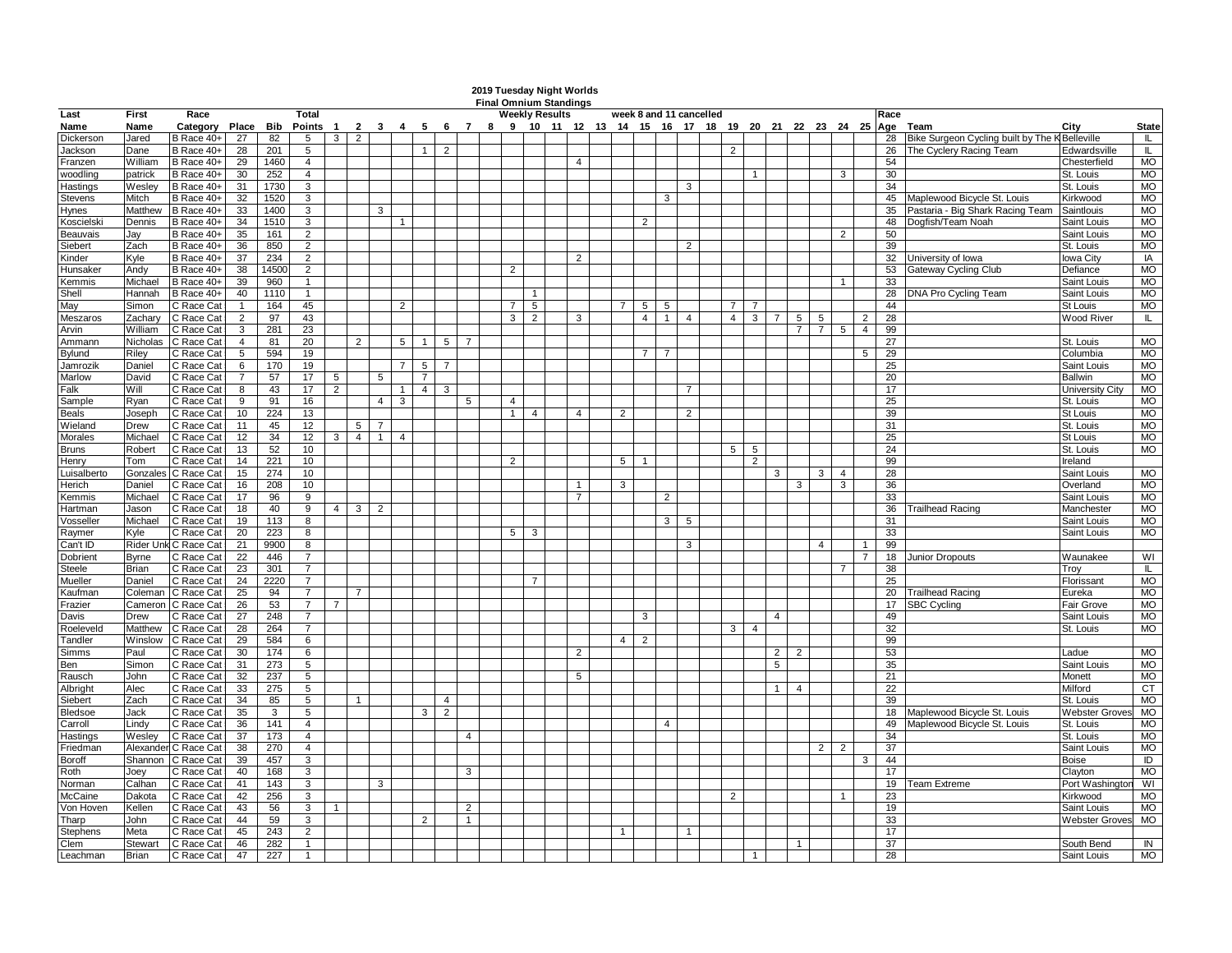# 2019 Tuesday Night Worlds

## Final Omnium Standings

| Last Name | First Name | Race Category | Place | Bib | Total Points | 1 | 2 | 3 | 4 | 5 | 6 | 7 | 8 | 9 | 10 | 11 | 12 | 13 | 14 | 15 | 16 | 17 | 18 | 19 | 20 | 21 | 22 | 23 | 24 | 25 | Race Age | Team | City | State |
|---|---|---|---|---|---|---|---|---|---|---|---|---|---|---|---|---|---|---|---|---|---|---|---|---|---|---|---|---|---|---|---|---|---|---|
| | | | | | | Weekly Results | | | | | | | | | | | | | week 8 and 11 cancelled | | | | | | | | | | | | | | | |
| Dickerson | Jared | B Race 40+ | 27 | 82 | 5 | 3 | 2 | | | | | | | | | | | | | | | | | | | | | | | | 28 | Bike Surgeon Cycling built by The K | Belleville | IL |
| Jackson | Dane | B Race 40+ | 28 | 201 | 5 | | | | | 1 | 2 | | | | | | | | | | | | | 2 | | | | | | | 26 | The Cyclery Racing Team | Edwardsville | IL |
| Franzen | William | B Race 40+ | 29 | 1460 | 4 | | | | | | | | | | | | 4 | | | | | | | | | | | | | | 54 | | Chesterfield | MO |
| woodling | patrick | B Race 40+ | 30 | 252 | 4 | | | | | | | | | | | | | | | | | | | | 1 | | | | 3 | | 30 | | St. Louis | MO |
| Hastings | Wesley | B Race 40+ | 31 | 1730 | 3 | | | | | | | | | | | | | | | | | 3 | | | | | | | | | 34 | | St. Louis | MO |
| Stevens | Mitch | B Race 40+ | 32 | 1520 | 3 | | | | | | | | | | | | | | | | 3 | | | | | | | | | | 45 | Maplewood Bicycle St. Louis | Kirkwood | MO |
| Hynes | Matthew | B Race 40+ | 33 | 1400 | 3 | | | 3 | | | | | | | | | | | | | | | | | | | | | | | 35 | Pastaria - Big Shark Racing Team | Saintlouis | MO |
| Koscielski | Dennis | B Race 40+ | 34 | 1510 | 3 | | | | 1 | | | | | | | | | | | 2 | | | | | | | | | | | 48 | Dogfish/Team Noah | Saint Louis | MO |
| Beauvais | Jay | B Race 40+ | 35 | 161 | 2 | | | | | | | | | | | | | | | | | | | | | | | | 2 | | 50 | | Saint Louis | MO |
| Siebert | Zach | B Race 40+ | 36 | 850 | 2 | | | | | | | | | | | | | | | | | 2 | | | | | | | | | 39 | | St. Louis | MO |
| Kinder | Kyle | B Race 40+ | 37 | 234 | 2 | | | | | | | | | | | | 2 | | | | | | | | | | | | | | 32 | University of Iowa | Iowa City | IA |
| Hunsaker | Andy | B Race 40+ | 38 | 14500 | 2 | | | | | | | | | 2 | | | | | | | | | | | | | | | | | 53 | Gateway Cycling Club | Defiance | MO |
| Kemmis | Michael | B Race 40+ | 39 | 960 | 1 | | | | | | | | | | | | | | | | | | | | | | | | 1 | | 33 | | Saint Louis | MO |
| Shell | Hannah | B Race 40+ | 40 | 1110 | 1 | | | | | | | | | | 1 | | | | | | | | | | | | | | | | 28 | DNA Pro Cycling Team | Saint Louis | MO |
| May | Simon | C Race Cat | 1 | 164 | 45 | | | | 2 | | | | | 7 | 5 | | | | 7 | 5 | 5 | | | 7 | 7 | | | | | | 44 | | St Louis | MO |
| Meszaros | Zachary | C Race Cat | 2 | 97 | 43 | | | | | | | | | 3 | 2 | | 3 | | | 4 | 1 | 4 | | 4 | 3 | 7 | 5 | 5 | | 2 | 28 | | Wood River | IL |
| Arvin | William | C Race Cat | 3 | 281 | 23 | | | | | | | | | | | | | | | | | | | | | | 7 | 7 | 5 | 4 | 99 | | | |
| Ammann | Nicholas | C Race Cat | 4 | 81 | 20 | | 2 | | 5 | 1 | 5 | 7 | | | | | | | | | | | | | | | | | | | 27 | | St. Louis | MO |
| Bylund | Riley | C Race Cat | 5 | 594 | 19 | | | | | | | | | | | | | | | 7 | 7 | | | | | | | | | 5 | 29 | | Columbia | MO |
| Jamrozik | Daniel | C Race Cat | 6 | 170 | 19 | | | | 7 | 5 | 7 | | | | | | | | | | | | | | | | | | | | 25 | | Saint Louis | MO |
| Marlow | David | C Race Cat | 7 | 57 | 17 | 5 | | 5 | | 7 | | | | | | | | | | | | | | | | | | | | | 20 | | Ballwin | MO |
| Falk | Will | C Race Cat | 8 | 43 | 17 | 2 | | | 1 | 4 | 3 | | | | | | | | | | | 7 | | | | | | | | | 17 | | University City | MO |
| Sample | Ryan | C Race Cat | 9 | 91 | 16 | | | 4 | 3 | | | 5 | | 4 | | | | | | | | | | | | | | | | | 25 | | St. Louis | MO |
| Beals | Joseph | C Race Cat | 10 | 224 | 13 | | | | | | | | | 1 | 4 | | 4 | | 2 | | | 2 | | | | | | | | | 39 | | St Louis | MO |
| Wieland | Drew | C Race Cat | 11 | 45 | 12 | | 5 | 7 | | | | | | | | | | | | | | | | | | | | | | | 31 | | St. Louis | MO |
| Morales | Michael | C Race Cat | 12 | 34 | 12 | 3 | 4 | 1 | 4 | | | | | | | | | | | | | | | | | | | | | | 25 | | St Louis | MO |
| Bruns | Robert | C Race Cat | 13 | 52 | 10 | | | | | | | | | | | | | | | | | | | 5 | 5 | | | | | | 24 | | St. Louis | MO |
| Henry | Tom | C Race Cat | 14 | 221 | 10 | | | | | | | | | 2 | | | | | 5 | 1 | | | | | 2 | | | | | | 99 | | Ireland | |
| Luisalberto | Gonzales | C Race Cat | 15 | 274 | 10 | | | | | | | | | | | | | | | | | | | | | 3 | | 3 | 4 | | 28 | | Saint Louis | MO |
| Herich | Daniel | C Race Cat | 16 | 208 | 10 | | | | | | | | | | | | 1 | | 3 | | | | | | | | 3 | | 3 | | 36 | | Overland | MO |
| Kemmis | Michael | C Race Cat | 17 | 96 | 9 | | | | | | | | | | | | 7 | | | | 2 | | | | | | | | | | 33 | | Saint Louis | MO |
| Hartman | Jason | C Race Cat | 18 | 40 | 9 | 4 | 3 | 2 | | | | | | | | | | | | | | | | | | | | | | | 36 | Trailhead Racing | Manchester | MO |
| Vosseller | Michael | C Race Cat | 19 | 113 | 8 | | | | | | | | | | | | | | | | 3 | 5 | | | | | | | | | 31 | | Saint Louis | MO |
| Raymer | Kyle | C Race Cat | 20 | 223 | 8 | | | | | | | | | 5 | 3 | | | | | | | | | | | | | | | | 33 | | Saint Louis | MO |
| Can't ID | Rider Unk | C Race Cat | 21 | 9900 | 8 | | | | | | | | | | | | | | | | | 3 | | | | | | 4 | | 1 | 99 | | | |
| Dobrient | Byrne | C Race Cat | 22 | 446 | 7 | | | | | | | | | | | | | | | | | | | | | | | | | 7 | 18 | Junior Dropouts | Waunakee | WI |
| Steele | Brian | C Race Cat | 23 | 301 | 7 | | | | | | | | | | | | | | | | | | | | | | | | 7 | | 38 | | Troy | IL |
| Mueller | Daniel | C Race Cat | 24 | 2220 | 7 | | | | | | | | | | 7 | | | | | | | | | | | | | | | | 25 | | Florissant | MO |
| Kaufman | Coleman | C Race Cat | 25 | 94 | 7 | | 7 | | | | | | | | | | | | | | | | | | | | | | | | 20 | Trailhead Racing | Eureka | MO |
| Frazier | Cameron | C Race Cat | 26 | 53 | 7 | 7 | | | | | | | | | | | | | | | | | | | | | | | | | 17 | SBC Cycling | Fair Grove | MO |
| Davis | Drew | C Race Cat | 27 | 248 | 7 | | | | | | | | | | | | | | | 3 | | | | | | 4 | | | | | 49 | | Saint Louis | MO |
| Roeleveld | Matthew | C Race Cat | 28 | 264 | 7 | | | | | | | | | | | | | | | | | | | 3 | 4 | | | | | | 32 | | St. Louis | MO |
| Tandler | Winslow | C Race Cat | 29 | 584 | 6 | | | | | | | | | | | | | | 4 | 2 | | | | | | | | | | | 99 | | | |
| Simms | Paul | C Race Cat | 30 | 174 | 6 | | | | | | | | | | | | | | | | | | | | | 2 | 2 | | | | 53 | | Ladue | MO |
| Ben | Simon | C Race Cat | 31 | 273 | 5 | | | | | | | | | | | | | | | | | | | | | 5 | | | | | 35 | | Saint Louis | MO |
| Rausch | John | C Race Cat | 32 | 237 | 5 | | | | | | | | | | | | 5 | | | | | | | | | | | | | | 21 | | Monett | MO |
| Albright | Alec | C Race Cat | 33 | 275 | 5 | | | | | | | | | | | | | | | | | | | | | 1 | 4 | | | | 22 | | Milford | CT |
| Siebert | Zach | C Race Cat | 34 | 85 | 5 | | 1 | | | | 4 | | | | | | | | | | | | | | | | | | | | 39 | | St. Louis | MO |
| Bledsoe | Jack | C Race Cat | 35 | 3 | 5 | | | | | 3 | 2 | | | | | | | | | | | | | | | | | | | | 18 | Maplewood Bicycle St. Louis | Webster Groves | MO |
| Carroll | Lindy | C Race Cat | 36 | 141 | 4 | | | | | | | | | | | | | | | | 4 | | | | | | | | | | 49 | Maplewood Bicycle St. Louis | St. Louis | MO |
| Hastings | Wesley | C Race Cat | 37 | 173 | 4 | | | | | | | 4 | | | | | | | | | | | | | | | | | | | 34 | | St. Louis | MO |
| Friedman | Alexander | C Race Cat | 38 | 270 | 4 | | | | | | | | | | | | | | | | | | | | | | | 2 | 2 | | 37 | | Saint Louis | MO |
| Boroff | Shannon | C Race Cat | 39 | 457 | 3 | | | | | | | | | | | | | | | | | | | | | | | | | 3 | 44 | | Boise | ID |
| Roth | Joey | C Race Cat | 40 | 168 | 3 | | | | | | | 3 | | | | | | | | | | | | | | | | | | | 17 | | Clayton | MO |
| Norman | Calhan | C Race Cat | 41 | 143 | 3 | | | 3 | | | | | | | | | | | | | | | | | | | | | | | 19 | Team Extreme | Port Washington | WI |
| McCaine | Dakota | C Race Cat | 42 | 256 | 3 | | | | | | | | | | | | | | | | | | | 2 | | | | | 1 | | 23 | | Kirkwood | MO |
| Von Hoven | Kellen | C Race Cat | 43 | 56 | 3 | 1 | | | | | | 2 | | | | | | | | | | | | | | | | | | | 19 | | Saint Louis | MO |
| Tharp | John | C Race Cat | 44 | 59 | 3 | | | | | 2 | | 1 | | | | | | | | | | | | | | | | | | | 33 | | Webster Groves | MO |
| Stephens | Meta | C Race Cat | 45 | 243 | 2 | | | | | | | | | | | | | | 1 | | | 1 | | | | | | | | | 17 | | | |
| Clem | Stewart | C Race Cat | 46 | 282 | 1 | | | | | | | | | | | | | | | | | | | | | | 1 | | | | 37 | | South Bend | IN |
| Leachman | Brian | C Race Cat | 47 | 227 | 1 | | | | | | | | | | | | | | | | | | | | 1 | | | | | | 28 | | Saint Louis | MO |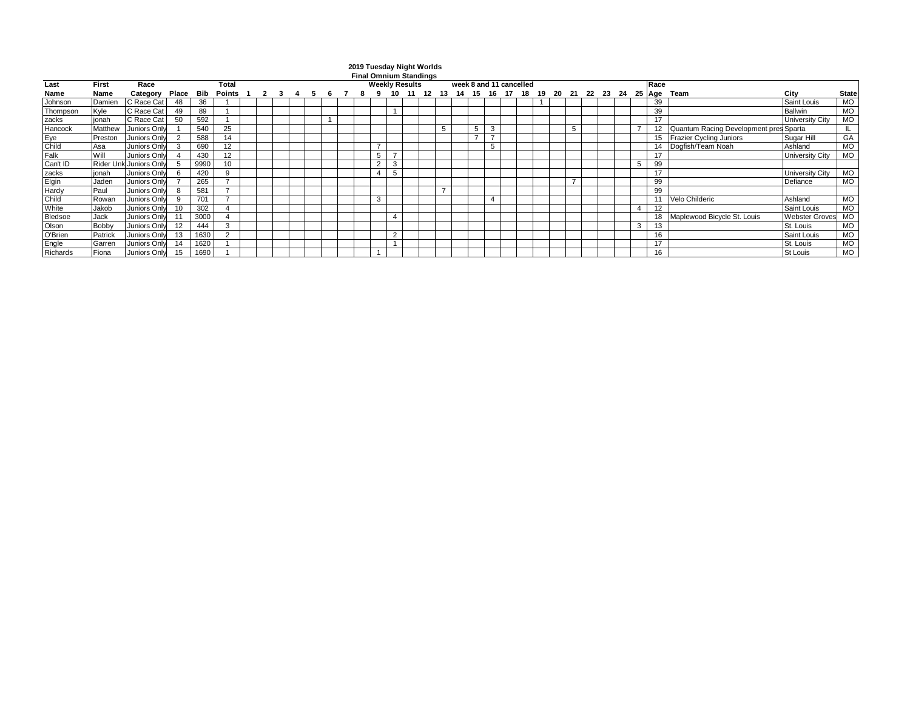**2019 Tuesday Night Worlds**

**Final Omnium Standings**

| Last | First | Race | | | Total | | | | | | | | | Weekly Results | | | | | week 8 and 11 cancelled | | | | | | | | | | | | | Race | | | |
|---|---|---|---|---|---|---|---|---|---|---|---|---|---|---|---|---|---|---|---|---|---|---|---|---|---|---|---|---|---|---|---|---|---|---|
| Name | Name | Category | Place | Bib | Points | 1 | 2 | 3 | 4 | 5 | 6 | 7 | 8 | 9 | 10 | 11 | 12 | 13 | 14 | 15 | 16 | 17 | 18 | 19 | 20 | 21 | 22 | 23 | 24 | 25 | Age | Team | City | State |
| Johnson | Damien | C Race Cat | 48 | 36 | 1 | | | | | | | | | | | | | | | | | | | 1 | | | | | | | 39 | | Saint Louis | MO |
| Thompson | Kyle | C Race Cat | 49 | 89 | 1 | | | | | | | | | | 1 | | | | | | | | | | | | | | | | 39 | | Ballwin | MO |
| zacks | jonah | C Race Cat | 50 | 592 | 1 | | | | | | 1 | | | | | | | | | | | | | | | | | | | | 17 | | University City | MO |
| Hancock | Matthew | Juniors Only | 1 | 540 | 25 | | | | | | | | | | | | | 5 | | 5 | 3 | | | | | 5 | | | | 7 | 12 | Quantum Racing Development pres | Sparta | IL |
| Eye | Preston | Juniors Only | 2 | 588 | 14 | | | | | | | | | | | | | | | 7 | 7 | | | | | | | | | | 15 | Frazier Cycling Juniors | Sugar Hill | GA |
| Child | Asa | Juniors Only | 3 | 690 | 12 | | | | | | | | | 7 | | | | | | | 5 | | | | | | | | | | 14 | Dogfish/Team Noah | Ashland | MO |
| Falk | Will | Juniors Only | 4 | 430 | 12 | | | | | | | | | 5 | 7 | | | | | | | | | | | | | | | | 17 | | University City | MO |
| Can't ID | Rider Unk | Juniors Only | 5 | 9990 | 10 | | | | | | | | | 2 | 3 | | | | | | | | | | | | | | | 5 | 99 | | | |
| zacks | jonah | Juniors Only | 6 | 420 | 9 | | | | | | | | | 4 | 5 | | | | | | | | | | | | | | | | 17 | | University City | MO |
| Elgin | Jaden | Juniors Only | 7 | 265 | 7 | | | | | | | | | | | | | | | | | | | | | 7 | | | | | 99 | | Defiance | MO |
| Hardy | Paul | Juniors Only | 8 | 581 | 7 | | | | | | | | | | | | | 7 | | | | | | | | | | | | | 99 | | | |
| Child | Rowan | Juniors Only | 9 | 701 | 7 | | | | | | | | | 3 | | | | | | | 4 | | | | | | | | | | 11 | Velo Childeric | Ashland | MO |
| White | Jakob | Juniors Only | 10 | 302 | 4 | | | | | | | | | | | | | | | | | | | | | | | | 4 | | 12 | | Saint Louis | MO |
| Bledsoe | Jack | Juniors Only | 11 | 3000 | 4 | | | | | | | | | | 4 | | | | | | | | | | | | | | | | 18 | Maplewood Bicycle St. Louis | Webster Groves | MO |
| Olson | Bobby | Juniors Only | 12 | 444 | 3 | | | | | | | | | | | | | | | | | | | | | | | | 3 | | 13 | | St. Louis | MO |
| O'Brien | Patrick | Juniors Only | 13 | 1630 | 2 | | | | | | | | | | 2 | | | | | | | | | | | | | | | | 16 | | Saint Louis | MO |
| Engle | Garren | Juniors Only | 14 | 1620 | 1 | | | | | | | | | | 1 | | | | | | | | | | | | | | | | 17 | | St. Louis | MO |
| Richards | Fiona | Juniors Only | 15 | 1690 | 1 | | | | | | | | | 1 | | | | | | | | | | | | | | | | | 16 | | St Louis | MO |